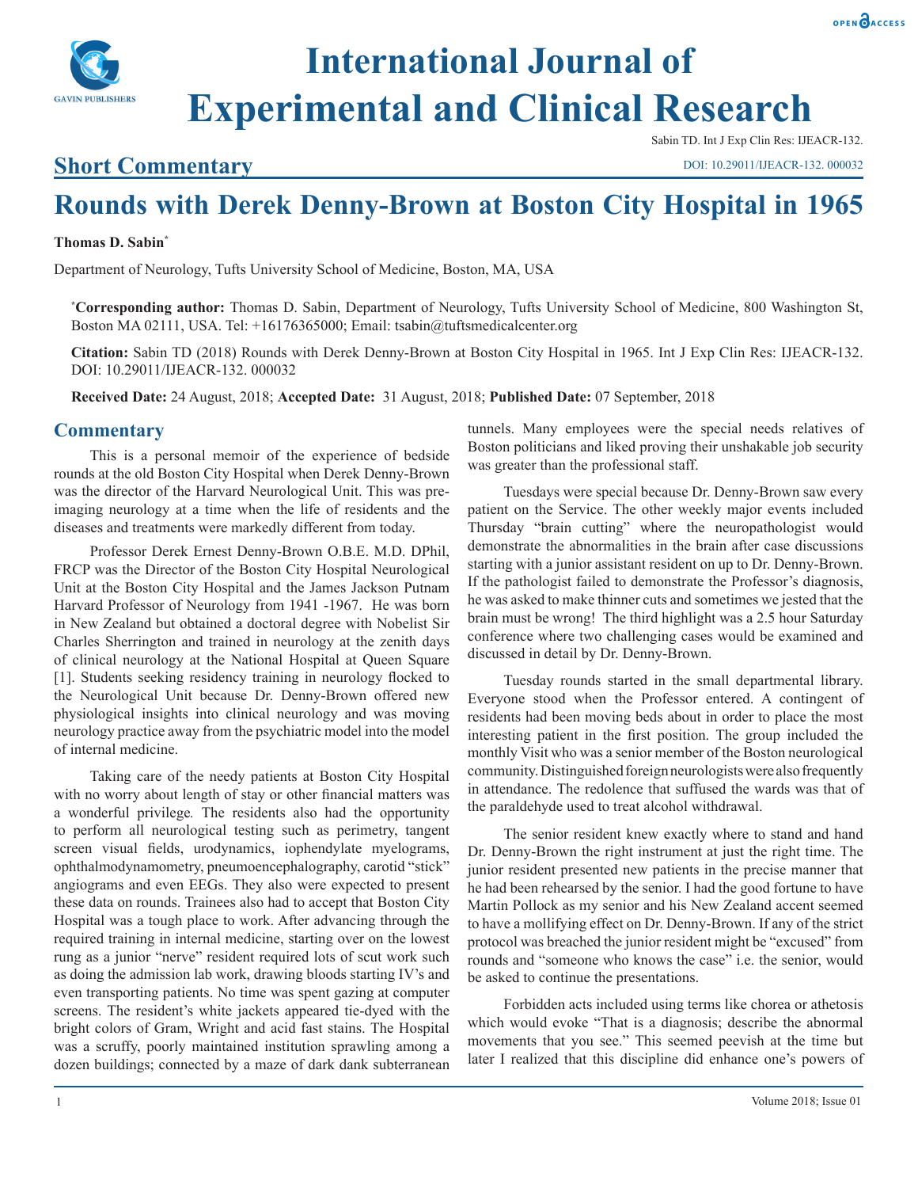# International Journal of Experimental and Clinical Research

Sabin TD. Int J Exp Clin Res: IJEACR-132.

DOI: 10.29011/IJEACR-132. 000032

## Short Commentary

# Rounds with Derek Denny-Brown at Boston City Hospital in 1965

**Thomas D. Sabin***

Department of Neurology, Tufts University School of Medicine, Boston, MA, USA

***Corresponding author:** Thomas D. Sabin, Department of Neurology, Tufts University School of Medicine, 800 Washington St, Boston MA 02111, USA. Tel: +16176365000; Email: tsabin@tuftsmedicalcenter.org

**Citation:** Sabin TD (2018) Rounds with Derek Denny-Brown at Boston City Hospital in 1965. Int J Exp Clin Res: IJEACR-132. DOI: 10.29011/IJEACR-132. 000032

**Received Date:** 24 August, 2018; **Accepted Date:** 31 August, 2018; **Published Date:** 07 September, 2018

## Commentary

This is a personal memoir of the experience of bedside rounds at the old Boston City Hospital when Derek Denny-Brown was the director of the Harvard Neurological Unit. This was pre-imaging neurology at a time when the life of residents and the diseases and treatments were markedly different from today.

Professor Derek Ernest Denny-Brown O.B.E. M.D. DPhil, FRCP was the Director of the Boston City Hospital Neurological Unit at the Boston City Hospital and the James Jackson Putnam Harvard Professor of Neurology from 1941 -1967. He was born in New Zealand but obtained a doctoral degree with Nobelist Sir Charles Sherrington and trained in neurology at the zenith days of clinical neurology at the National Hospital at Queen Square [1]. Students seeking residency training in neurology flocked to the Neurological Unit because Dr. Denny-Brown offered new physiological insights into clinical neurology and was moving neurology practice away from the psychiatric model into the model of internal medicine.

Taking care of the needy patients at Boston City Hospital with no worry about length of stay or other financial matters was a wonderful privilege. The residents also had the opportunity to perform all neurological testing such as perimetry, tangent screen visual fields, urodynamics, iophendylate myelograms, ophthalmodynamometry, pneumoencephalography, carotid "stick" angiograms and even EEGs. They also were expected to present these data on rounds. Trainees also had to accept that Boston City Hospital was a tough place to work. After advancing through the required training in internal medicine, starting over on the lowest rung as a junior "nerve" resident required lots of scut work such as doing the admission lab work, drawing bloods starting IV's and even transporting patients. No time was spent gazing at computer screens. The resident's white jackets appeared tie-dyed with the bright colors of Gram, Wright and acid fast stains. The Hospital was a scruffy, poorly maintained institution sprawling among a dozen buildings; connected by a maze of dark dank subterranean tunnels. Many employees were the special needs relatives of Boston politicians and liked proving their unshakable job security was greater than the professional staff.

Tuesdays were special because Dr. Denny-Brown saw every patient on the Service. The other weekly major events included Thursday "brain cutting" where the neuropathologist would demonstrate the abnormalities in the brain after case discussions starting with a junior assistant resident on up to Dr. Denny-Brown. If the pathologist failed to demonstrate the Professor's diagnosis, he was asked to make thinner cuts and sometimes we jested that the brain must be wrong! The third highlight was a 2.5 hour Saturday conference where two challenging cases would be examined and discussed in detail by Dr. Denny-Brown.

Tuesday rounds started in the small departmental library. Everyone stood when the Professor entered. A contingent of residents had been moving beds about in order to place the most interesting patient in the first position. The group included the monthly Visit who was a senior member of the Boston neurological community. Distinguished foreign neurologists were also frequently in attendance. The redolence that suffused the wards was that of the paraldehyde used to treat alcohol withdrawal.

The senior resident knew exactly where to stand and hand Dr. Denny-Brown the right instrument at just the right time. The junior resident presented new patients in the precise manner that he had been rehearsed by the senior. I had the good fortune to have Martin Pollock as my senior and his New Zealand accent seemed to have a mollifying effect on Dr. Denny-Brown. If any of the strict protocol was breached the junior resident might be "excused" from rounds and "someone who knows the case" i.e. the senior, would be asked to continue the presentations.

Forbidden acts included using terms like chorea or athetosis which would evoke "That is a diagnosis; describe the abnormal movements that you see." This seemed peevish at the time but later I realized that this discipline did enhance one's powers of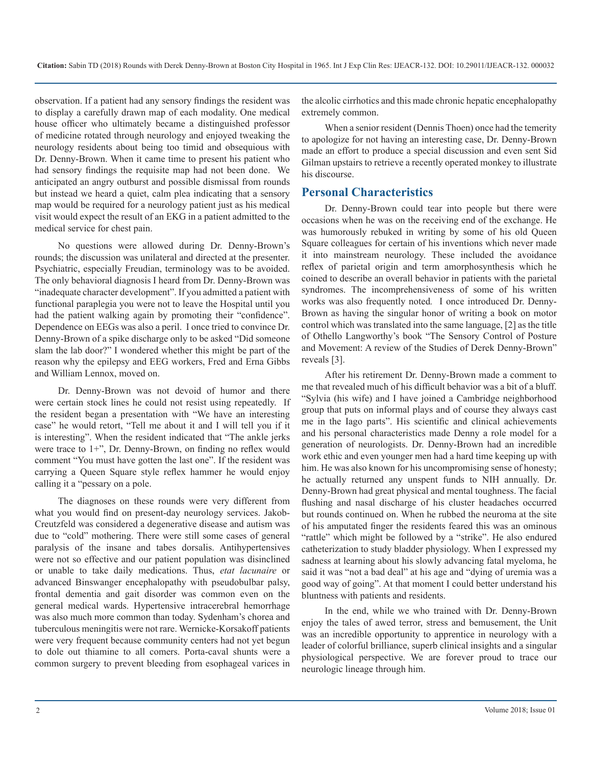observation. If a patient had any sensory findings the resident was to display a carefully drawn map of each modality. One medical house officer who ultimately became a distinguished professor of medicine rotated through neurology and enjoyed tweaking the neurology residents about being too timid and obsequious with Dr. Denny-Brown. When it came time to present his patient who had sensory findings the requisite map had not been done. We anticipated an angry outburst and possible dismissal from rounds but instead we heard a quiet, calm plea indicating that a sensory map would be required for a neurology patient just as his medical visit would expect the result of an EKG in a patient admitted to the medical service for chest pain.

No questions were allowed during Dr. Denny-Brown's rounds; the discussion was unilateral and directed at the presenter. Psychiatric, especially Freudian, terminology was to be avoided. The only behavioral diagnosis I heard from Dr. Denny-Brown was "inadequate character development". If you admitted a patient with functional paraplegia you were not to leave the Hospital until you had the patient walking again by promoting their "confidence". Dependence on EEGs was also a peril. I once tried to convince Dr. Denny-Brown of a spike discharge only to be asked "Did someone slam the lab door?" I wondered whether this might be part of the reason why the epilepsy and EEG workers, Fred and Erna Gibbs and William Lennox, moved on.

Dr. Denny-Brown was not devoid of humor and there were certain stock lines he could not resist using repeatedly. If the resident began a presentation with "We have an interesting case" he would retort, "Tell me about it and I will tell you if it is interesting". When the resident indicated that "The ankle jerks were trace to 1+", Dr. Denny-Brown, on finding no reflex would comment "You must have gotten the last one". If the resident was carrying a Queen Square style reflex hammer he would enjoy calling it a "pessary on a pole.

The diagnoses on these rounds were very different from what you would find on present-day neurology services. Jakob-Creutzfeld was considered a degenerative disease and autism was due to "cold" mothering. There were still some cases of general paralysis of the insane and tabes dorsalis. Antihypertensives were not so effective and our patient population was disinclined or unable to take daily medications. Thus, *etat lacunaire* or advanced Binswanger encephalopathy with pseudobulbar palsy, frontal dementia and gait disorder was common even on the general medical wards. Hypertensive intracerebral hemorrhage was also much more common than today. Sydenham's chorea and tuberculous meningitis were not rare. Wernicke-Korsakoff patients were very frequent because community centers had not yet begun to dole out thiamine to all comers. Porta-caval shunts were a common surgery to prevent bleeding from esophageal varices in the alcolic cirrhotics and this made chronic hepatic encephalopathy extremely common.

When a senior resident (Dennis Thoen) once had the temerity to apologize for not having an interesting case, Dr. Denny-Brown made an effort to produce a special discussion and even sent Sid Gilman upstairs to retrieve a recently operated monkey to illustrate his discourse.

## Personal Characteristics

Dr. Denny-Brown could tear into people but there were occasions when he was on the receiving end of the exchange. He was humorously rebuked in writing by some of his old Queen Square colleagues for certain of his inventions which never made it into mainstream neurology. These included the avoidance reflex of parietal origin and term amorphosynthesis which he coined to describe an overall behavior in patients with the parietal syndromes. The incomprehensiveness of some of his written works was also frequently noted. I once introduced Dr. Denny-Brown as having the singular honor of writing a book on motor control which was translated into the same language, [2] as the title of Othello Langworthy's book "The Sensory Control of Posture and Movement: A review of the Studies of Derek Denny-Brown" reveals [3].

After his retirement Dr. Denny-Brown made a comment to me that revealed much of his difficult behavior was a bit of a bluff. "Sylvia (his wife) and I have joined a Cambridge neighborhood group that puts on informal plays and of course they always cast me in the Iago parts". His scientific and clinical achievements and his personal characteristics made Denny a role model for a generation of neurologists. Dr. Denny-Brown had an incredible work ethic and even younger men had a hard time keeping up with him. He was also known for his uncompromising sense of honesty; he actually returned any unspent funds to NIH annually. Dr. Denny-Brown had great physical and mental toughness. The facial flushing and nasal discharge of his cluster headaches occurred but rounds continued on. When he rubbed the neuroma at the site of his amputated finger the residents feared this was an ominous "rattle" which might be followed by a "strike". He also endured catheterization to study bladder physiology. When I expressed my sadness at learning about his slowly advancing fatal myeloma, he said it was "not a bad deal" at his age and "dying of uremia was a good way of going". At that moment I could better understand his bluntness with patients and residents.

In the end, while we who trained with Dr. Denny-Brown enjoy the tales of awed terror, stress and bemusement, the Unit was an incredible opportunity to apprentice in neurology with a leader of colorful brilliance, superb clinical insights and a singular physiological perspective. We are forever proud to trace our neurologic lineage through him.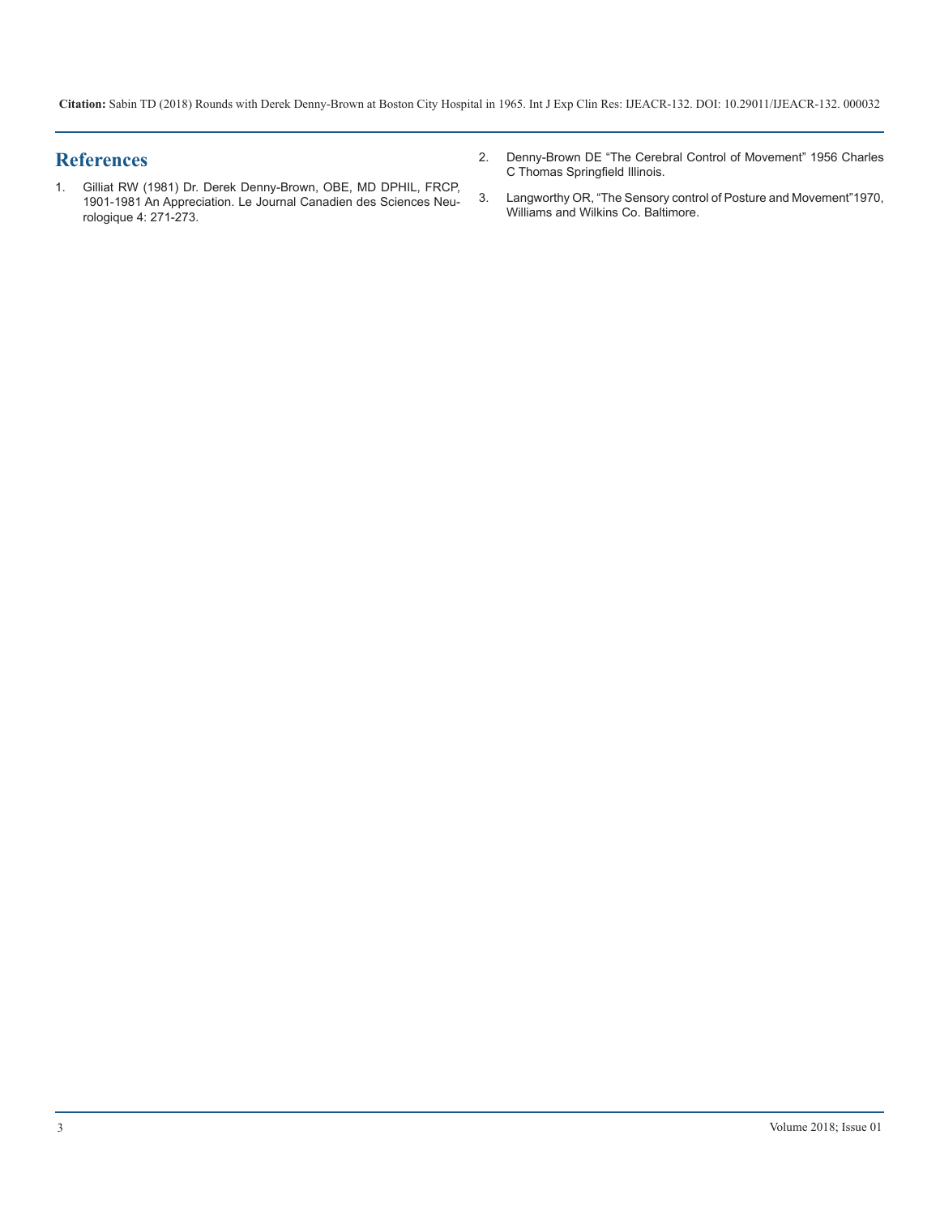## References

1. Gilliat RW (1981) Dr. Derek Denny-Brown, OBE, MD DPHIL, FRCP, 1901-1981 An Appreciation. Le Journal Canadien des Sciences Neurologique 4: 271-273.
2. Denny-Brown DE "The Cerebral Control of Movement" 1956 Charles C Thomas Springfield Illinois.
3. Langworthy OR, "The Sensory control of Posture and Movement"1970, Williams and Wilkins Co. Baltimore.